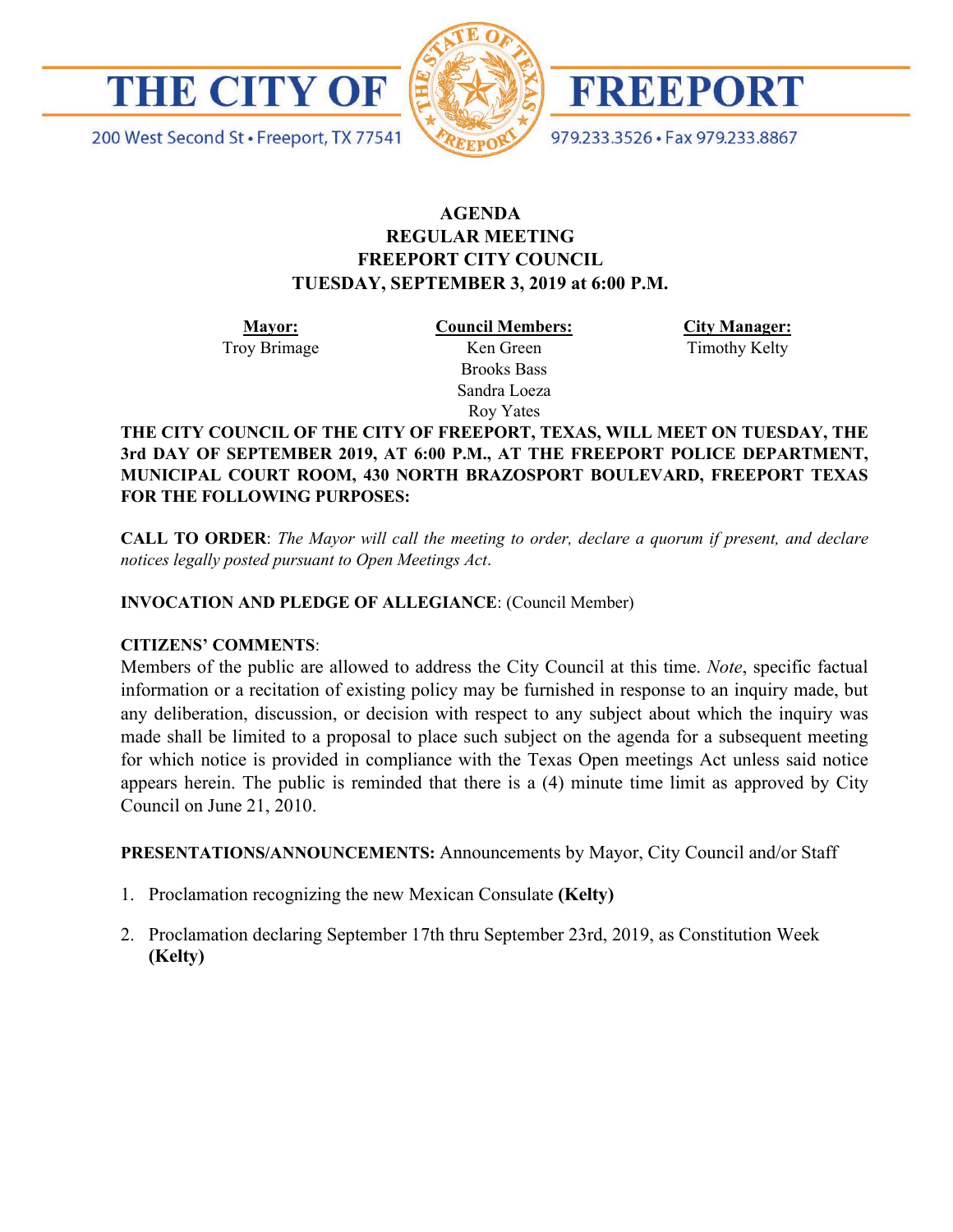# THE CITY OF FREEPORT

200 West Second St • Freeport, TX 77541

979.233.3526 • Fax 979.233.8867

## AGENDA
## REGULAR MEETING
## FREEPORT CITY COUNCIL
## TUESDAY, SEPTEMBER 3, 2019 at 6:00 P.M.

| **Mayor:** | **Council Members:** | **City Manager:** |
|---|---|---|
| Troy Brimage | Ken Green | Timothy Kelty |
| | Brooks Bass | |
| | Sandra Loeza | |
| | Roy Yates | |

**THE CITY COUNCIL OF THE CITY OF FREEPORT, TEXAS, WILL MEET ON TUESDAY, THE 3rd DAY OF SEPTEMBER 2019, AT 6:00 P.M., AT THE FREEPORT POLICE DEPARTMENT, MUNICIPAL COURT ROOM, 430 NORTH BRAZOSPORT BOULEVARD, FREEPORT TEXAS FOR THE FOLLOWING PURPOSES:**

**CALL TO ORDER**: *The Mayor will call the meeting to order, declare a quorum if present, and declare notices legally posted pursuant to Open Meetings Act*.

**INVOCATION AND PLEDGE OF ALLEGIANCE**: (Council Member)

**CITIZENS' COMMENTS**:
Members of the public are allowed to address the City Council at this time. *Note*, specific factual information or a recitation of existing policy may be furnished in response to an inquiry made, but any deliberation, discussion, or decision with respect to any subject about which the inquiry was made shall be limited to a proposal to place such subject on the agenda for a subsequent meeting for which notice is provided in compliance with the Texas Open meetings Act unless said notice appears herein. The public is reminded that there is a (4) minute time limit as approved by City Council on June 21, 2010.

**PRESENTATIONS/ANNOUNCEMENTS:** Announcements by Mayor, City Council and/or Staff

1. Proclamation recognizing the new Mexican Consulate **(Kelty)**

2. Proclamation declaring September 17th thru September 23rd, 2019, as Constitution Week **(Kelty)**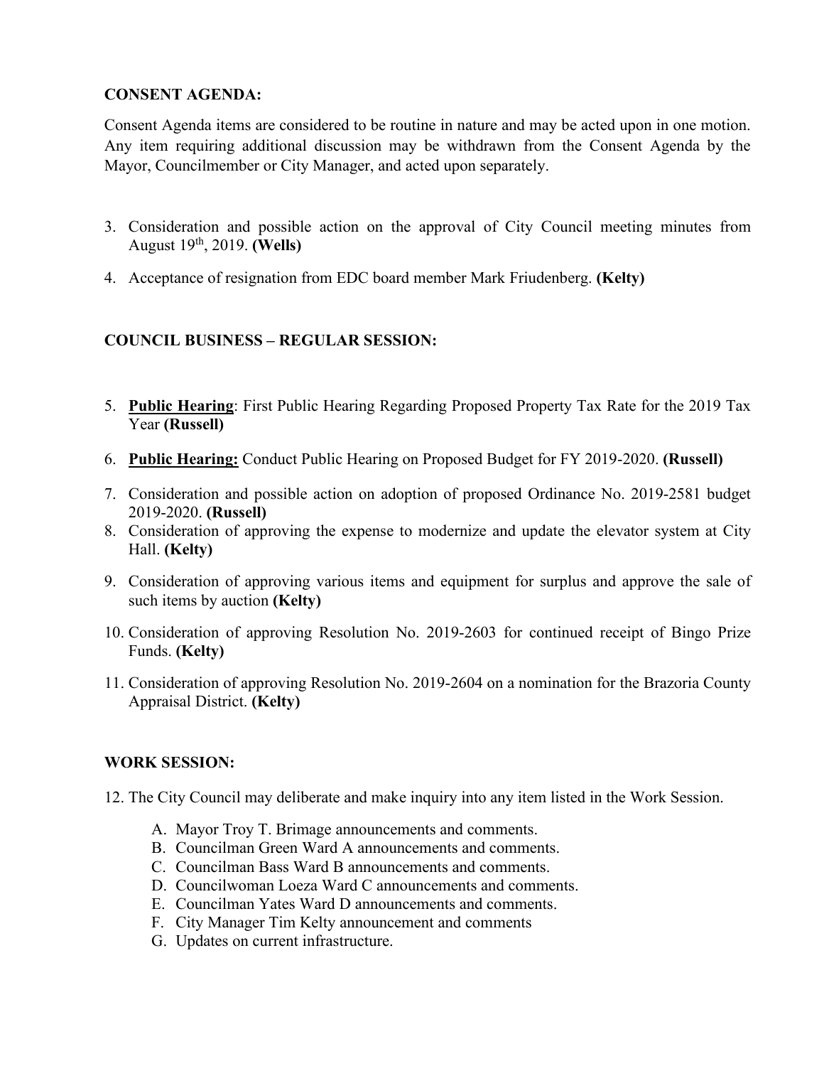**CONSENT AGENDA:**

Consent Agenda items are considered to be routine in nature and may be acted upon in one motion. Any item requiring additional discussion may be withdrawn from the Consent Agenda by the Mayor, Councilmember or City Manager, and acted upon separately.

3. Consideration and possible action on the approval of City Council meeting minutes from August 19th, 2019. **(Wells)**
4. Acceptance of resignation from EDC board member Mark Friudenberg. **(Kelty)**

**COUNCIL BUSINESS – REGULAR SESSION:**

5. **Public Hearing**: First Public Hearing Regarding Proposed Property Tax Rate for the 2019 Tax Year **(Russell)**
6. **Public Hearing:** Conduct Public Hearing on Proposed Budget for FY 2019-2020. **(Russell)**
7. Consideration and possible action on adoption of proposed Ordinance No. 2019-2581 budget 2019-2020. **(Russell)**
8. Consideration of approving the expense to modernize and update the elevator system at City Hall. **(Kelty)**
9. Consideration of approving various items and equipment for surplus and approve the sale of such items by auction **(Kelty)**
10. Consideration of approving Resolution No. 2019-2603 for continued receipt of Bingo Prize Funds. **(Kelty)**
11. Consideration of approving Resolution No. 2019-2604 on a nomination for the Brazoria County Appraisal District. **(Kelty)**

**WORK SESSION:**

12. The City Council may deliberate and make inquiry into any item listed in the Work Session.
    A. Mayor Troy T. Brimage announcements and comments.
    B. Councilman Green Ward A announcements and comments.
    C. Councilman Bass Ward B announcements and comments.
    D. Councilwoman Loeza Ward C announcements and comments.
    E. Councilman Yates Ward D announcements and comments.
    F. City Manager Tim Kelty announcement and comments
    G. Updates on current infrastructure.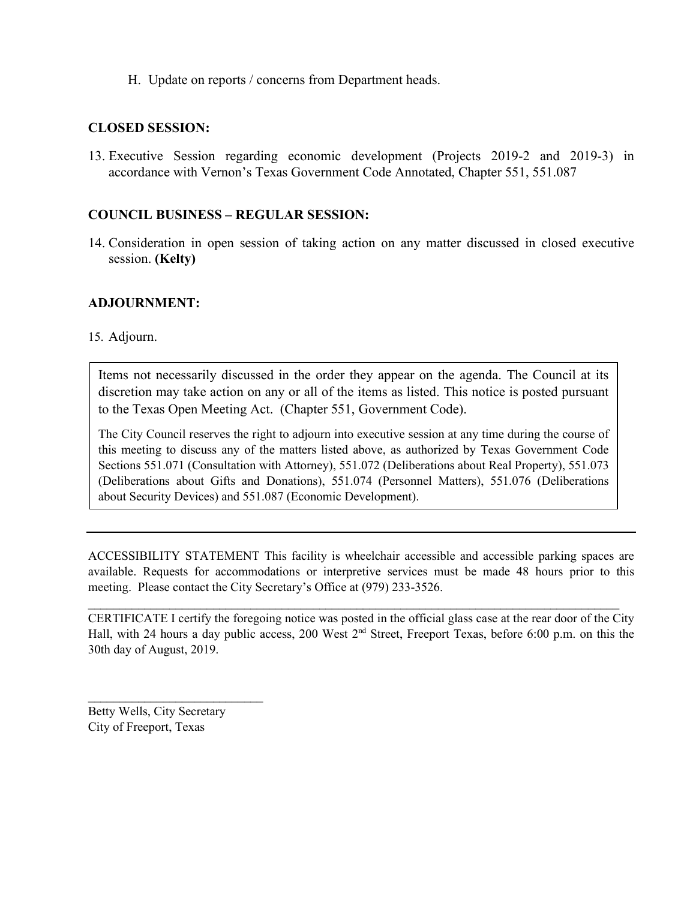H. Update on reports / concerns from Department heads.

**CLOSED SESSION:**

13. Executive Session regarding economic development (Projects 2019-2 and 2019-3) in accordance with Vernon's Texas Government Code Annotated, Chapter 551, 551.087

**COUNCIL BUSINESS – REGULAR SESSION:**

14. Consideration in open session of taking action on any matter discussed in closed executive session. **(Kelty)**

**ADJOURNMENT:**

15. Adjourn.

Items not necessarily discussed in the order they appear on the agenda. The Council at its discretion may take action on any or all of the items as listed. This notice is posted pursuant to the Texas Open Meeting Act. (Chapter 551, Government Code).

The City Council reserves the right to adjourn into executive session at any time during the course of this meeting to discuss any of the matters listed above, as authorized by Texas Government Code Sections 551.071 (Consultation with Attorney), 551.072 (Deliberations about Real Property), 551.073 (Deliberations about Gifts and Donations), 551.074 (Personnel Matters), 551.076 (Deliberations about Security Devices) and 551.087 (Economic Development).

---

ACCESSIBILITY STATEMENT This facility is wheelchair accessible and accessible parking spaces are available. Requests for accommodations or interpretive services must be made 48 hours prior to this meeting. Please contact the City Secretary's Office at (979) 233-3526.

---

CERTIFICATE I certify the foregoing notice was posted in the official glass case at the rear door of the City Hall, with 24 hours a day public access, 200 West 2nd Street, Freeport Texas, before 6:00 p.m. on this the 30th day of August, 2019.

\_\_\_\_\_\_\_\_\_\_\_\_\_\_\_\_\_\_\_\_\_\_\_\_\_\_\_\_\_\_

Betty Wells, City Secretary
City of Freeport, Texas